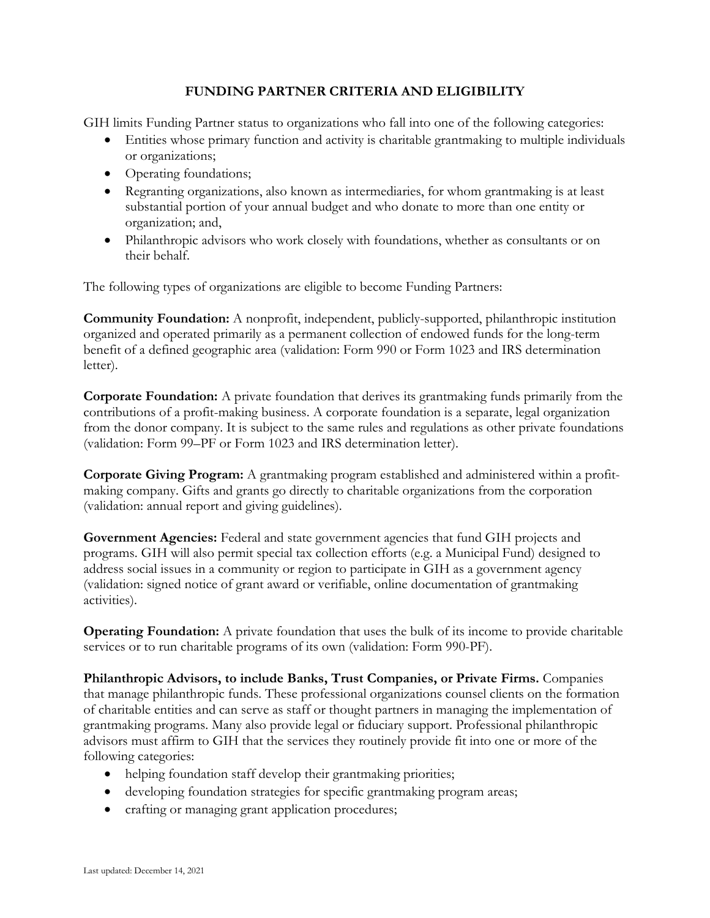# FUNDING PARTNER CRITERIA AND ELIGIBILITY

GIH limits Funding Partner status to organizations who fall into one of the following categories:

- Entities whose primary function and activity is charitable grantmaking to multiple individuals or organizations;
- Operating foundations;
- Regranting organizations, also known as intermediaries, for whom grantmaking is at least substantial portion of your annual budget and who donate to more than one entity or organization; and,
- Philanthropic advisors who work closely with foundations, whether as consultants or on their behalf.

The following types of organizations are eligible to become Funding Partners:

**Community Foundation:** A nonprofit, independent, publicly-supported, philanthropic institution organized and operated primarily as a permanent collection of endowed funds for the long-term benefit of a defined geographic area (validation: Form 990 or Form 1023 and IRS determination letter).

**Corporate Foundation:** A private foundation that derives its grantmaking funds primarily from the contributions of a profit-making business. A corporate foundation is a separate, legal organization from the donor company. It is subject to the same rules and regulations as other private foundations (validation: Form 99–PF or Form 1023 and IRS determination letter).

**Corporate Giving Program:** A grantmaking program established and administered within a profit-making company. Gifts and grants go directly to charitable organizations from the corporation (validation: annual report and giving guidelines).

**Government Agencies:** Federal and state government agencies that fund GIH projects and programs. GIH will also permit special tax collection efforts (e.g. a Municipal Fund) designed to address social issues in a community or region to participate in GIH as a government agency (validation: signed notice of grant award or verifiable, online documentation of grantmaking activities).

**Operating Foundation:** A private foundation that uses the bulk of its income to provide charitable services or to run charitable programs of its own (validation: Form 990-PF).

**Philanthropic Advisors, to include Banks, Trust Companies, or Private Firms.** Companies that manage philanthropic funds. These professional organizations counsel clients on the formation of charitable entities and can serve as staff or thought partners in managing the implementation of grantmaking programs. Many also provide legal or fiduciary support. Professional philanthropic advisors must affirm to GIH that the services they routinely provide fit into one or more of the following categories:

- helping foundation staff develop their grantmaking priorities;
- developing foundation strategies for specific grantmaking program areas;
- crafting or managing grant application procedures;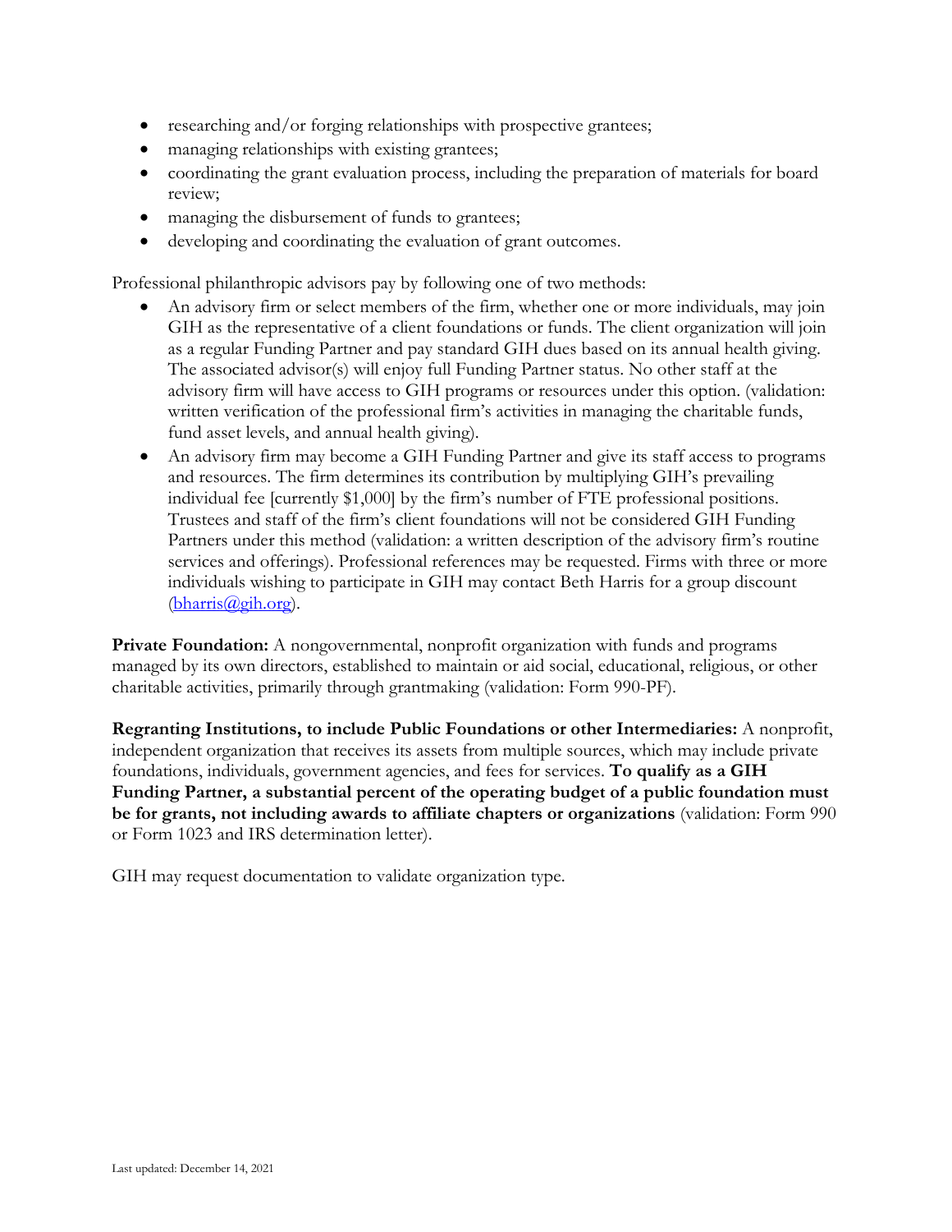- researching and/or forging relationships with prospective grantees;
- managing relationships with existing grantees;
- coordinating the grant evaluation process, including the preparation of materials for board review;
- managing the disbursement of funds to grantees;
- developing and coordinating the evaluation of grant outcomes.

Professional philanthropic advisors pay by following one of two methods:

- An advisory firm or select members of the firm, whether one or more individuals, may join GIH as the representative of a client foundations or funds. The client organization will join as a regular Funding Partner and pay standard GIH dues based on its annual health giving. The associated advisor(s) will enjoy full Funding Partner status. No other staff at the advisory firm will have access to GIH programs or resources under this option. (validation: written verification of the professional firm's activities in managing the charitable funds, fund asset levels, and annual health giving).
- An advisory firm may become a GIH Funding Partner and give its staff access to programs and resources. The firm determines its contribution by multiplying GIH's prevailing individual fee [currently $1,000] by the firm's number of FTE professional positions. Trustees and staff of the firm's client foundations will not be considered GIH Funding Partners under this method (validation: a written description of the advisory firm's routine services and offerings). Professional references may be requested. Firms with three or more individuals wishing to participate in GIH may contact Beth Harris for a group discount (bharris@gih.org).

**Private Foundation:** A nongovernmental, nonprofit organization with funds and programs managed by its own directors, established to maintain or aid social, educational, religious, or other charitable activities, primarily through grantmaking (validation: Form 990-PF).

**Regranting Institutions, to include Public Foundations or other Intermediaries:** A nonprofit, independent organization that receives its assets from multiple sources, which may include private foundations, individuals, government agencies, and fees for services. **To qualify as a GIH Funding Partner, a substantial percent of the operating budget of a public foundation must be for grants, not including awards to affiliate chapters or organizations** (validation: Form 990 or Form 1023 and IRS determination letter).

GIH may request documentation to validate organization type.

Last updated: December 14, 2021